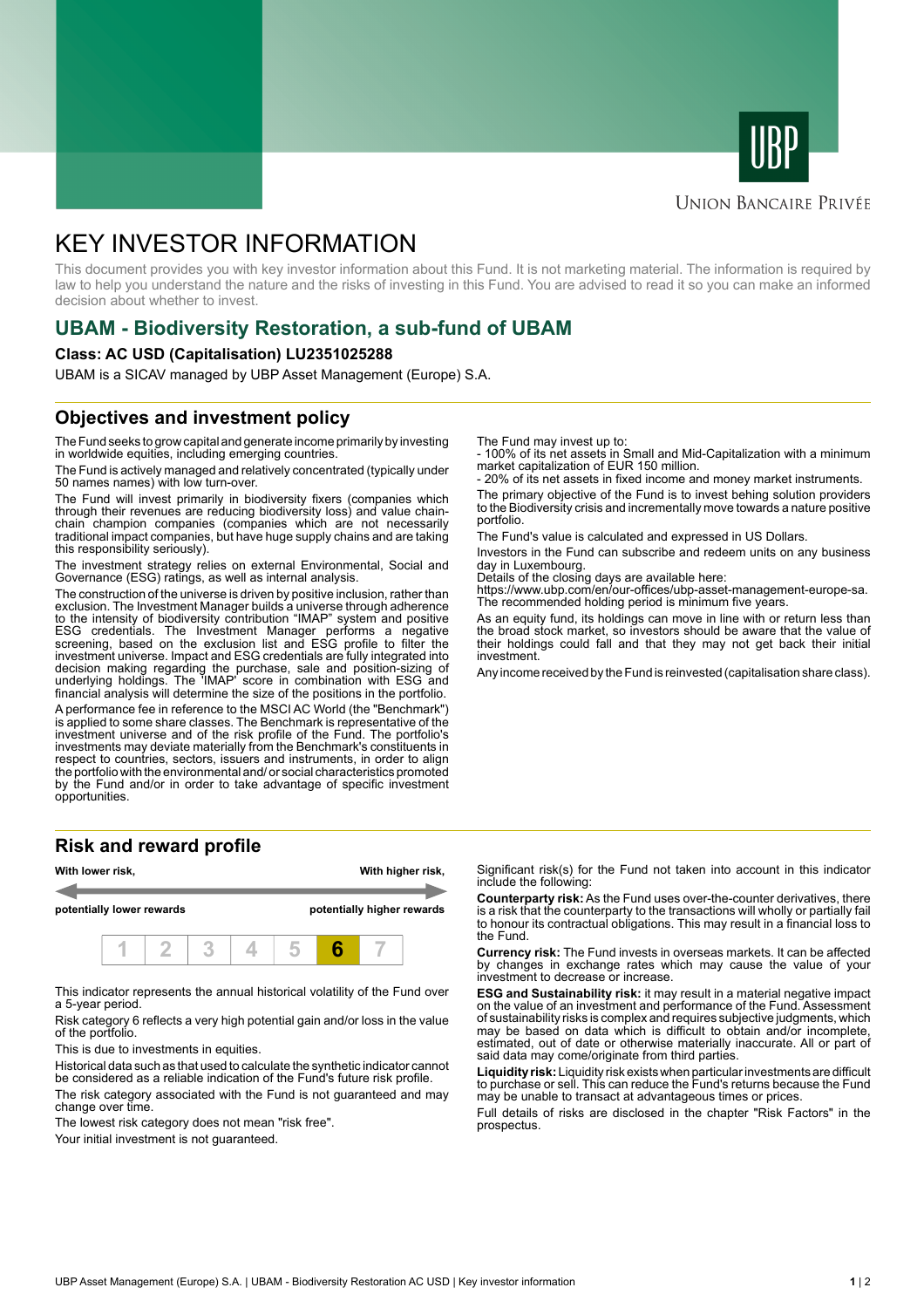UBP

Union Bancaire Privée

# KEY INVESTOR INFORMATION

This document provides you with key investor information about this Fund. It is not marketing material. The information is required by law to help you understand the nature and the risks of investing in this Fund. You are advised to read it so you can make an informed decision about whether to invest.

## UBAM - Biodiversity Restoration, a sub-fund of UBAM

**Class: AC USD (Capitalisation) LU2351025288**

UBAM is a SICAV managed by UBP Asset Management (Europe) S.A.

## Objectives and investment policy

The Fund seeks to grow capital and generate income primarily by investing in worldwide equities, including emerging countries.

The Fund is actively managed and relatively concentrated (typically under 50 names names) with low turn-over.

The Fund will invest primarily in biodiversity fixers (companies which through their revenues are reducing biodiversity loss) and value chain-chain champion companies (companies which are not necessarily traditional impact companies, but have huge supply chains and are taking this responsibility seriously).

The investment strategy relies on external Environmental, Social and Governance (ESG) ratings, as well as internal analysis.

The construction of the universe is driven by positive inclusion, rather than exclusion. The Investment Manager builds a universe through adherence to the intensity of biodiversity contribution "IMAP" system and positive ESG credentials. The Investment Manager performs a negative screening, based on the exclusion list and ESG profile to filter the investment universe. Impact and ESG credentials are fully integrated into decision making regarding the purchase, sale and position-sizing of underlying holdings. The 'IMAP' score in combination with ESG and financial analysis will determine the size of the positions in the portfolio.

A performance fee in reference to the MSCI AC World (the "Benchmark") is applied to some share classes. The Benchmark is representative of the investment universe and of the risk profile of the Fund. The portfolio's investments may deviate materially from the Benchmark's constituents in respect to countries, sectors, issuers and instruments, in order to align the portfolio with the environmental and/ or social characteristics promoted by the Fund and/or in order to take advantage of specific investment opportunities.

The Fund may invest up to:
- 100% of its net assets in Small and Mid-Capitalization with a minimum market capitalization of EUR 150 million.
- 20% of its net assets in fixed income and money market instruments.

The primary objective of the Fund is to invest behing solution providers to the Biodiversity crisis and incrementally move towards a nature positive portfolio.

The Fund's value is calculated and expressed in US Dollars.

Investors in the Fund can subscribe and redeem units on any business day in Luxembourg.
Details of the closing days are available here:
https://www.ubp.com/en/our-offices/ubp-asset-management-europe-sa.
The recommended holding period is minimum five years.

As an equity fund, its holdings can move in line with or return less than the broad stock market, so investors should be aware that the value of their holdings could fall and that they may not get back their initial investment.

Any income received by the Fund is reinvested (capitalisation share class).

## Risk and reward profile

| With lower risk, potentially lower rewards | | | | | | With higher risk, potentially higher rewards |
|---|---|---|---|---|---|---|
| 1 | 2 | 3 | 4 | 5 | **6** | 7 |

This indicator represents the annual historical volatility of the Fund over a 5-year period.

Risk category 6 reflects a very high potential gain and/or loss in the value of the portfolio.

This is due to investments in equities.

Historical data such as that used to calculate the synthetic indicator cannot be considered as a reliable indication of the Fund's future risk profile.

The risk category associated with the Fund is not guaranteed and may change over time.

The lowest risk category does not mean "risk free".

Your initial investment is not guaranteed.

Significant risk(s) for the Fund not taken into account in this indicator include the following:

**Counterparty risk:** As the Fund uses over-the-counter derivatives, there is a risk that the counterparty to the transactions will wholly or partially fail to honour its contractual obligations. This may result in a financial loss to the Fund.

**Currency risk:** The Fund invests in overseas markets. It can be affected by changes in exchange rates which may cause the value of your investment to decrease or increase.

**ESG and Sustainability risk:** it may result in a material negative impact on the value of an investment and performance of the Fund. Assessment of sustainability risks is complex and requires subjective judgments, which may be based on data which is difficult to obtain and/or incomplete, estimated, out of date or otherwise materially inaccurate. All or part of said data may come/originate from third parties.

**Liquidity risk:** Liquidity risk exists when particular investments are difficult to purchase or sell. This can reduce the Fund's returns because the Fund may be unable to transact at advantageous times or prices.

Full details of risks are disclosed in the chapter "Risk Factors" in the prospectus.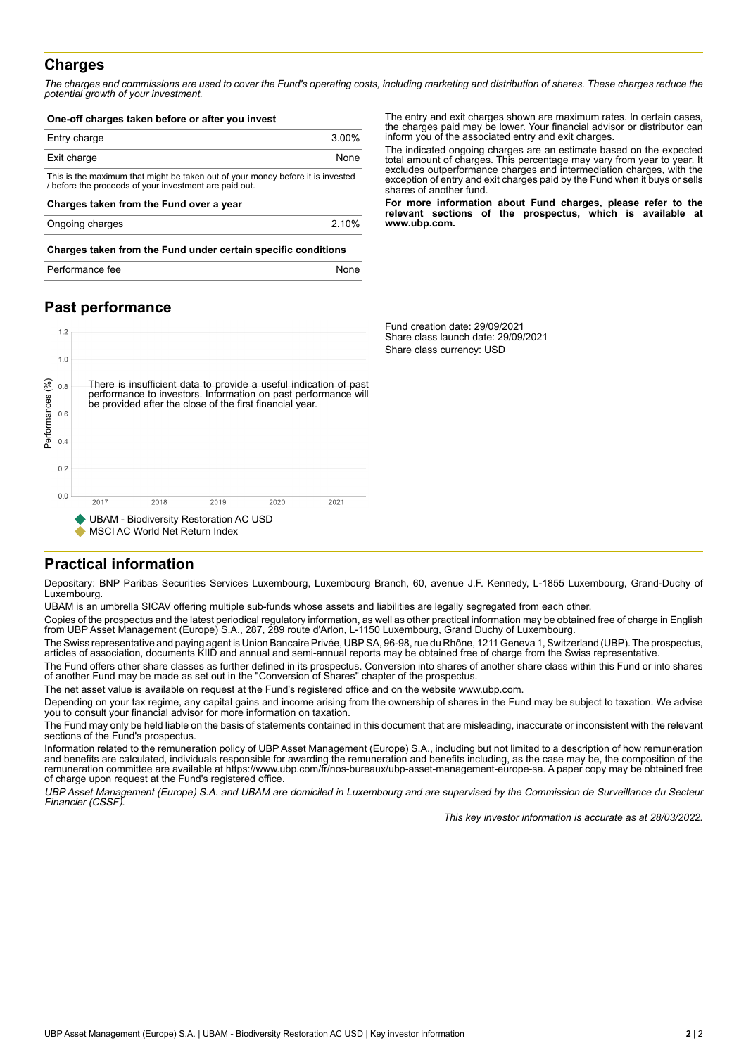## Charges

*The charges and commissions are used to cover the Fund's operating costs, including marketing and distribution of shares. These charges reduce the potential growth of your investment.*

| **One-off charges taken before or after you invest** | |
|---|---|
| Entry charge | 3.00% |
| Exit charge | None |

This is the maximum that might be taken out of your money before it is invested / before the proceeds of your investment are paid out.

| **Charges taken from the Fund over a year** | |
|---|---|
| Ongoing charges | 2.10% |

| **Charges taken from the Fund under certain specific conditions** | |
|---|---|
| Performance fee | None |

The entry and exit charges shown are maximum rates. In certain cases, the charges paid may be lower. Your financial advisor or distributor can inform you of the associated entry and exit charges.

The indicated ongoing charges are an estimate based on the expected total amount of charges. This percentage may vary from year to year. It excludes outperformance charges and intermediation charges, with the exception of entry and exit charges paid by the Fund when it buys or sells shares of another fund.

**For more information about Fund charges, please refer to the relevant sections of the prospectus, which is available at www.ubp.com.**

## Past performance

Performances (%)

1.2
1.0
0.8
0.6
0.4
0.2
0.0

2017 2018 2019 2020 2021

There is insufficient data to provide a useful indication of past performance to investors. Information on past performance will be provided after the close of the first financial year.

UBAM - Biodiversity Restoration AC USD
MSCI AC World Net Return Index

Fund creation date: 29/09/2021
Share class launch date: 29/09/2021
Share class currency: USD

## Practical information

Depositary: BNP Paribas Securities Services Luxembourg, Luxembourg Branch, 60, avenue J.F. Kennedy, L-1855 Luxembourg, Grand-Duchy of Luxembourg.

UBAM is an umbrella SICAV offering multiple sub-funds whose assets and liabilities are legally segregated from each other.

Copies of the prospectus and the latest periodical regulatory information, as well as other practical information may be obtained free of charge in English from UBP Asset Management (Europe) S.A., 287, 289 route d'Arlon, L-1150 Luxembourg, Grand Duchy of Luxembourg.

The Swiss representative and paying agent is Union Bancaire Privée, UBP SA, 96-98, rue du Rhône, 1211 Geneva 1, Switzerland (UBP). The prospectus, articles of association, documents KIID and annual and semi-annual reports may be obtained free of charge from the Swiss representative.

The Fund offers other share classes as further defined in its prospectus. Conversion into shares of another share class within this Fund or into shares of another Fund may be made as set out in the "Conversion of Shares" chapter of the prospectus.

The net asset value is available on request at the Fund's registered office and on the website www.ubp.com.

Depending on your tax regime, any capital gains and income arising from the ownership of shares in the Fund may be subject to taxation. We advise you to consult your financial advisor for more information on taxation.

The Fund may only be held liable on the basis of statements contained in this document that are misleading, inaccurate or inconsistent with the relevant sections of the Fund's prospectus.

Information related to the remuneration policy of UBP Asset Management (Europe) S.A., including but not limited to a description of how remuneration and benefits are calculated, individuals responsible for awarding the remuneration and benefits including, as the case may be, the composition of the remuneration committee are available at https://www.ubp.com/fr/nos-bureaux/ubp-asset-management-europe-sa. A paper copy may be obtained free of charge upon request at the Fund's registered office.

*UBP Asset Management (Europe) S.A. and UBAM are domiciled in Luxembourg and are supervised by the Commission de Surveillance du Secteur Financier (CSSF).*

*This key investor information is accurate as at 28/03/2022.*